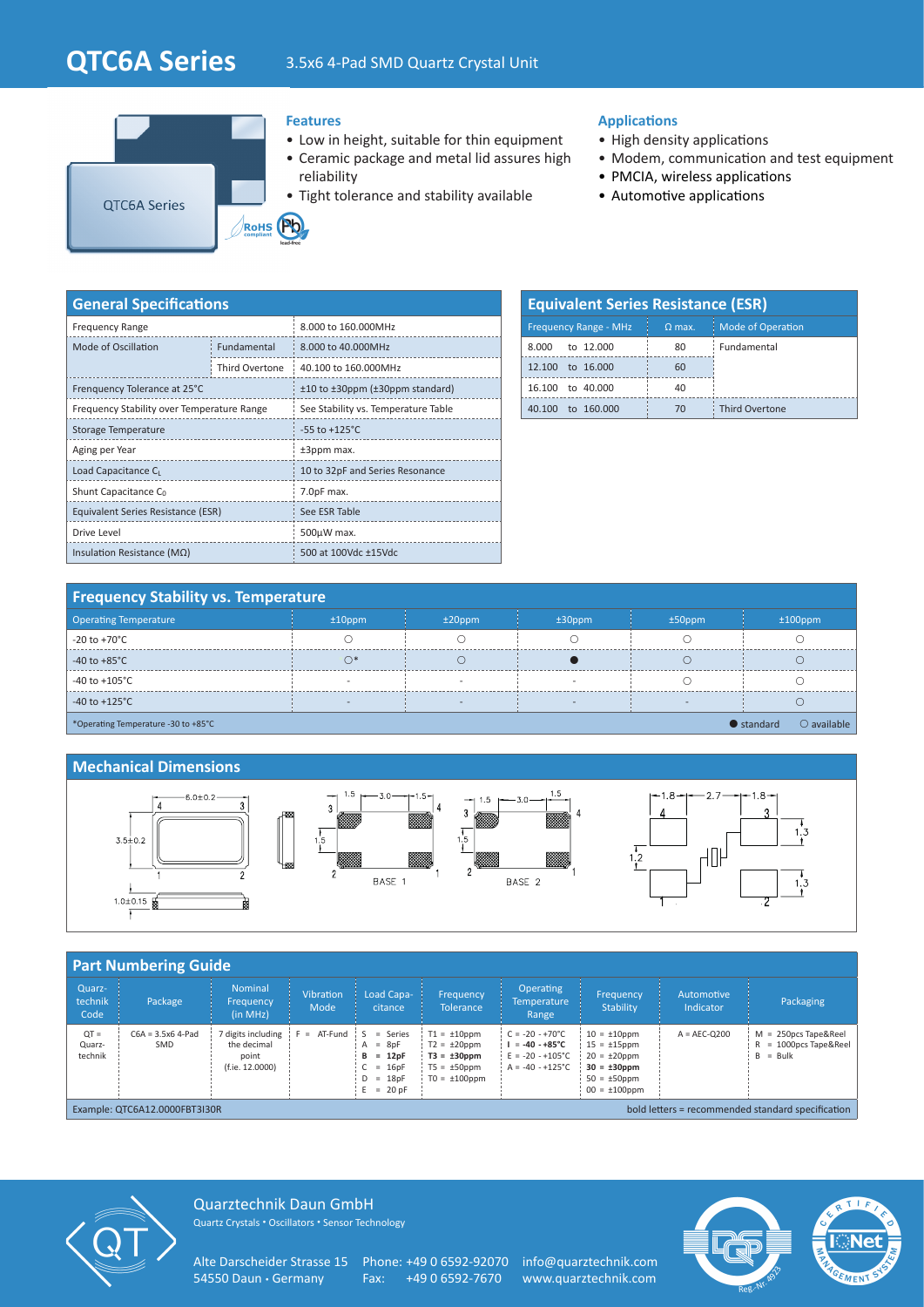# QTC6A Series

3.5x6 4-Pad SMD Quartz Crystal Unit

QTC6A Series

RoHS compliant · Pb lead-free

## Features

- Low in height, suitable for thin equipment
- Ceramic package and metal lid assures high reliability
- Tight tolerance and stability available

## Applications

- High density applications
- Modem, communication and test equipment
- PMCIA, wireless applications
- Automotive applications

## General Specifications

| Parameter | | Value |
|---|---|---|
| Frequency Range | | 8.000 to 160.000MHz |
| Mode of Oscillation | Fundamental | 8.000 to 40.000MHz |
| | Third Overtone | 40.100 to 160.000MHz |
| Frenquency Tolerance at 25°C | | ±10 to ±30ppm (±30ppm standard) |
| Frequency Stability over Temperature Range | | See Stability vs. Temperature Table |
| Storage Temperature | | -55 to +125°C |
| Aging per Year | | ±3ppm max. |
| Load Capacitance $C_L$ | | 10 to 32pF and Series Resonance |
| Shunt Capacitance $C_0$ | | 7.0pF max. |
| Equivalent Series Resistance (ESR) | | See ESR Table |
| Drive Level | | 500µW max. |
| Insulation Resistance (MΩ) | | 500 at 100Vdc ±15Vdc |

## Equivalent Series Resistance (ESR)

| Frequency Range - MHz | Ω max. | Mode of Operation |
|---|---|---|
| 8.000 to 12.000 | 80 | Fundamental |
| 12.100 to 16.000 | 60 | |
| 16.100 to 40.000 | 40 | |
| 40.100 to 160.000 | 70 | Third Overtone |

## Frequency Stability vs. Temperature

| Operating Temperature | ±10ppm | ±20ppm | ±30ppm | ±50ppm | ±100ppm |
|---|---|---|---|---|---|
| -20 to +70°C | ○ | ○ | ○ | ○ | ○ |
| -40 to +85°C | ○* | ○ | ● | ○ | ○ |
| -40 to +105°C | - | - | - | ○ | ○ |
| -40 to +125°C | - | - | - | - | ○ |

*Operating Temperature -30 to +85°C

● standard ○ available

## Mechanical Dimensions

6.0±0.2; 3.5±0.2; 1.0±0.15; BASE 1: 1.5, 3.0, 1.5, 1.5; BASE 2: 1.5, 3.0, 1.5, 1.5; Pad layout: 1.8, 2.7, 1.8, 1.3, 1.2, 1.3

## Part Numbering Guide

| Quarz-technik Code | Package | Nominal Frequency (in MHz) | Vibration Mode | Load Capa-citance | Frequency Tolerance | Operating Temperature Range | Frequency Stability | Automotive Indicator | Packaging |
|---|---|---|---|---|---|---|---|---|---|
| QT = Quarz-technik | C6A = 3.5x6 4-Pad SMD | 7 digits including the decimal point (f.ie. 12.0000) | F = AT-Fund | S = Series<br>A = 8pF<br>**B = 12pF**<br>C = 16pF<br>D = 18pF<br>E = 20 pF | T1 = ±10ppm<br>T2 = ±20ppm<br>**T3 = ±30ppm**<br>T5 = ±50ppm<br>T0 = ±100ppm | C = -20 - +70°C<br>**I = -40 - +85°C**<br>E = -20 - +105°C<br>A = -40 - +125°C | 10 = ±10ppm<br>15 = ±15ppm<br>20 = ±20ppm<br>**30 = ±30ppm**<br>50 = ±50ppm<br>00 = ±100ppm | A = AEC-Q200 | M = 250pcs Tape&Reel<br>R = 1000pcs Tape&Reel<br>B = Bulk |

Example: QTC6A12.0000FBT3I30R

bold letters = recommended standard specification

Quarztechnik Daun GmbH
Quartz Crystals • Oscillators • Sensor Technology

Alte Darscheider Strasse 15
54550 Daun • Germany

Phone: +49 0 6592-92070
Fax: +49 0 6592-7670

info@quarztechnik.com
www.quarztechnik.com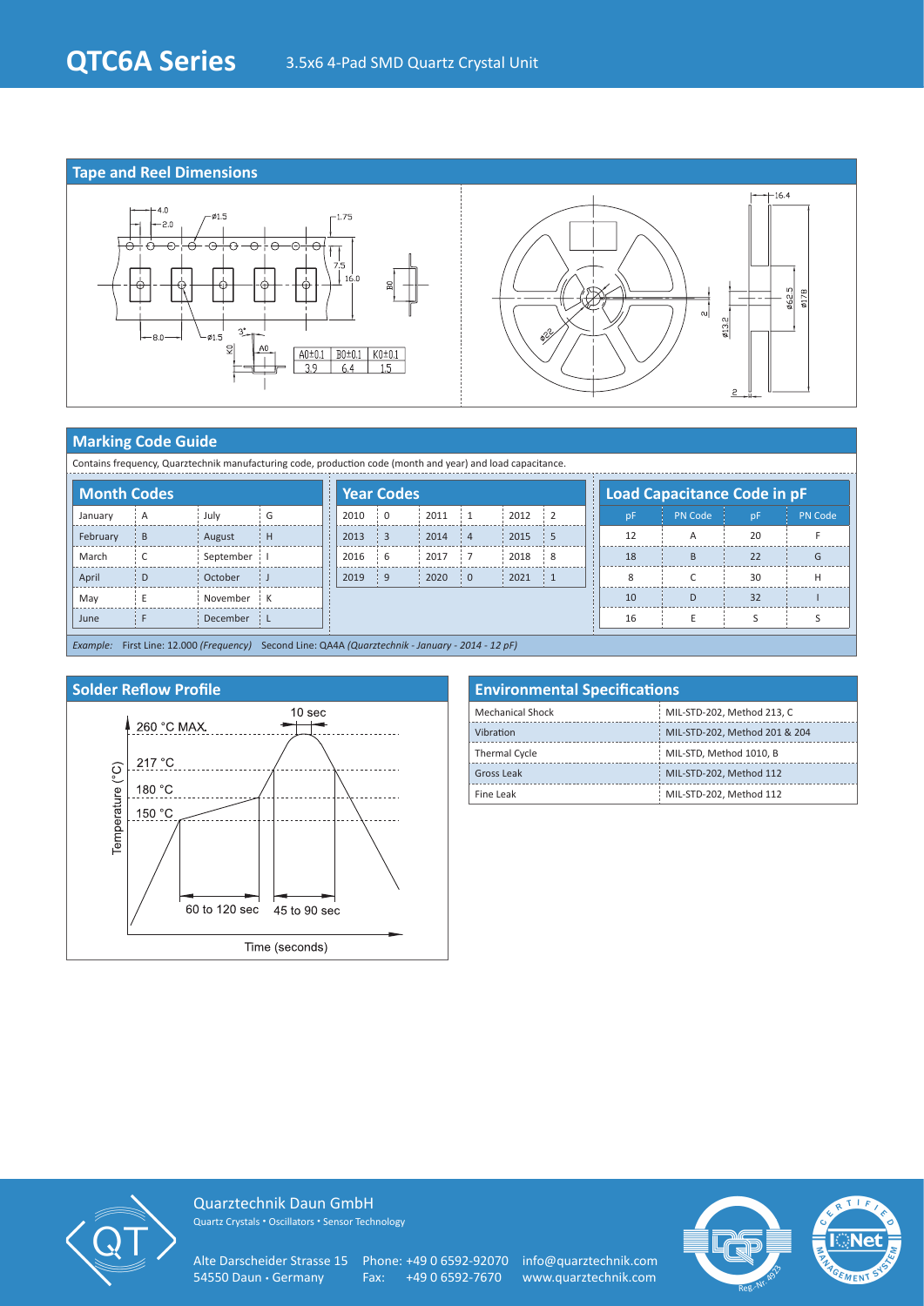# QTC6A Series

3.5x6 4-Pad SMD Quartz Crystal Unit

## Tape and Reel Dimensions

4.0
2.0
ø1.5
1.75
7.5
16.0
B0
8.0
ø1.5
3°
K0
A0

| A0±0.1 | B0±0.1 | K0±0.1 |
|---|---|---|
| 3.9 | 6.4 | 1.5 |

16.4
ø22
2
ø13.2
ø62.5
ø178
2

## Marking Code Guide

Contains frequency, Quarztechnik manufacturing code, production code (month and year) and load capacitance.

### Month Codes

| | | | |
|---|---|---|---|
| January | A | July | G |
| February | B | August | H |
| March | C | September | I |
| April | D | October | J |
| May | E | November | K |
| June | F | December | L |

### Year Codes

| | | | | | |
|---|---|---|---|---|---|
| 2010 | 0 | 2011 | 1 | 2012 | 2 |
| 2013 | 3 | 2014 | 4 | 2015 | 5 |
| 2016 | 6 | 2017 | 7 | 2018 | 8 |
| 2019 | 9 | 2020 | 0 | 2021 | 1 |

### Load Capacitance Code in pF

| pF | PN Code | pF | PN Code |
|---|---|---|---|
| 12 | A | 20 | F |
| 18 | B | 22 | G |
| 8 | C | 30 | H |
| 10 | D | 32 | I |
| 16 | E | S | S |

*Example:* First Line: 12.000 *(Frequency)* Second Line: QA4A *(Quarztechnik - January - 2014 - 12 pF)*

## Solder Reflow Profile

10 sec
260 °C MAX.
217 °C
180 °C
150 °C
Temperature (°C)
60 to 120 sec
45 to 90 sec
Time (seconds)

## Environmental Specifications

| | |
|---|---|
| Mechanical Shock | MIL-STD-202, Method 213, C |
| Vibration | MIL-STD-202, Method 201 & 204 |
| Thermal Cycle | MIL-STD, Method 1010, B |
| Gross Leak | MIL-STD-202, Method 112 |
| Fine Leak | MIL-STD-202, Method 112 |

Quarztechnik Daun GmbH
Quartz Crystals • Oscillators • Sensor Technology

Alte Darscheider Strasse 15
54550 Daun • Germany

Phone: +49 0 6592-92070
Fax: +49 0 6592-7670

info@quarztechnik.com
www.quarztechnik.com